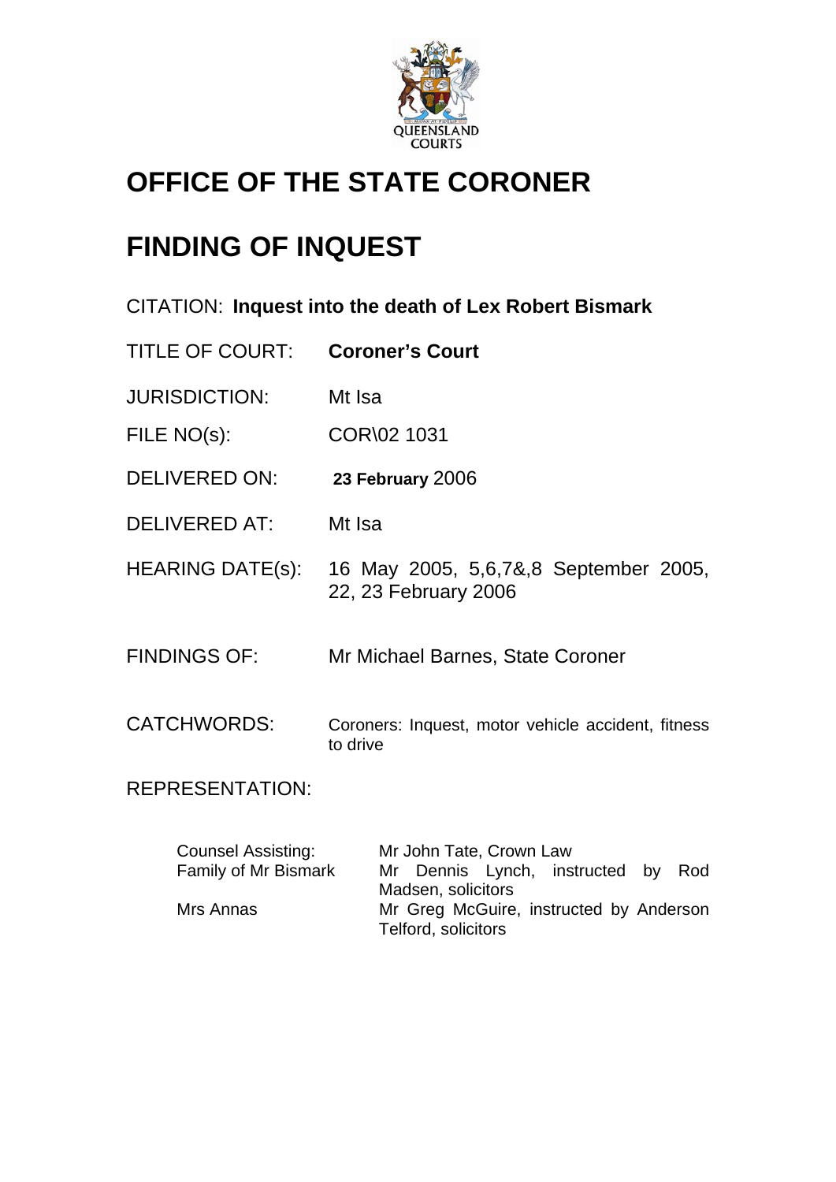# OFFICE OF THE STATE CORONER

# FINDING OF INQUEST

CITATION: **Inquest into the death of Lex Robert Bismark**

TITLE OF COURT: **Coroner's Court**

JURISDICTION: Mt Isa

FILE NO(s): COR\02 1031

DELIVERED ON: **23 February** 2006

DELIVERED AT: Mt Isa

HEARING DATE(s): 16 May 2005, 5,6,7&,8 September 2005, 22, 23 February 2006

FINDINGS OF: Mr Michael Barnes, State Coroner

CATCHWORDS: Coroners: Inquest, motor vehicle accident, fitness to drive

REPRESENTATION:

| | |
|---|---|
| Counsel Assisting: | Mr John Tate, Crown Law |
| Family of Mr Bismark | Mr Dennis Lynch, instructed by Rod Madsen, solicitors |
| Mrs Annas | Mr Greg McGuire, instructed by Anderson Telford, solicitors |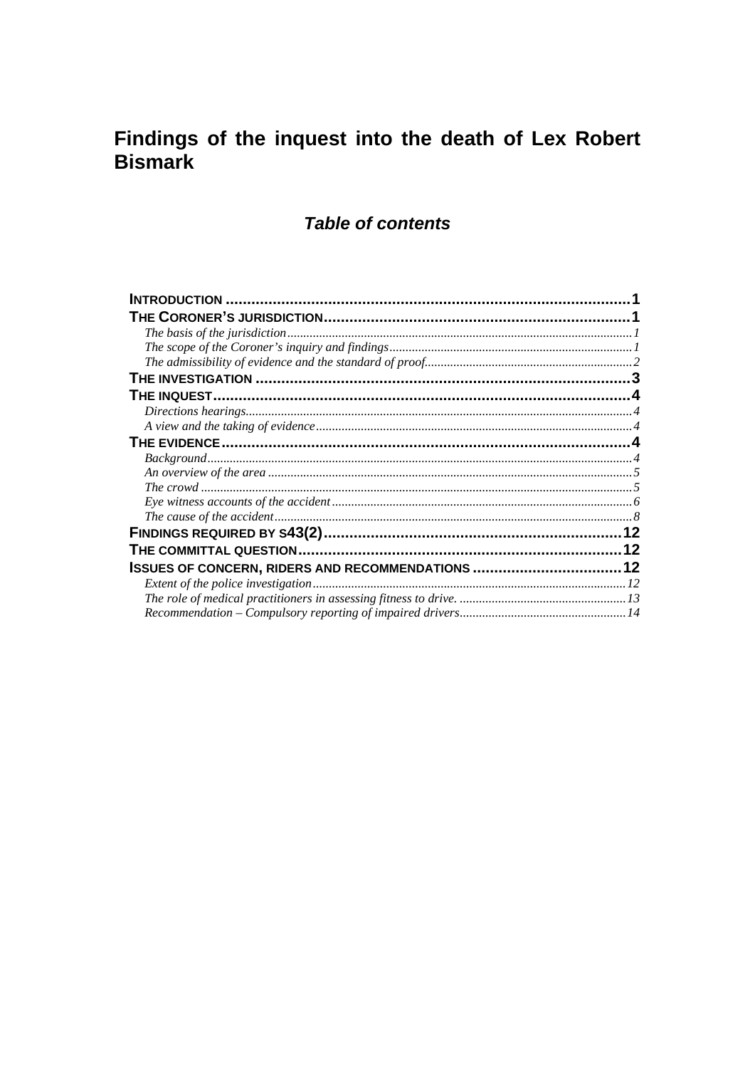# Findings of the inquest into the death of Lex Robert Bismark

## *Table of contents*

**INTRODUCTION** .......... 1
**THE CORONER'S JURISDICTION** .......... 1
- *The basis of the jurisdiction* .......... 1
- *The scope of the Coroner's inquiry and findings* .......... 1
- *The admissibility of evidence and the standard of proof* .......... 2

**THE INVESTIGATION** .......... 3
**THE INQUEST** .......... 4
- *Directions hearings* .......... 4
- *A view and the taking of evidence* .......... 4

**THE EVIDENCE** .......... 4
- *Background* .......... 4
- *An overview of the area* .......... 5
- *The crowd* .......... 5
- *Eye witness accounts of the accident* .......... 6
- *The cause of the accident* .......... 8

**FINDINGS REQUIRED BY S43(2)** .......... 12
**THE COMMITTAL QUESTION** .......... 12
**ISSUES OF CONCERN, RIDERS AND RECOMMENDATIONS** .......... 12
- *Extent of the police investigation* .......... 12
- *The role of medical practitioners in assessing fitness to drive.* .......... 13
- *Recommendation – Compulsory reporting of impaired drivers* .......... 14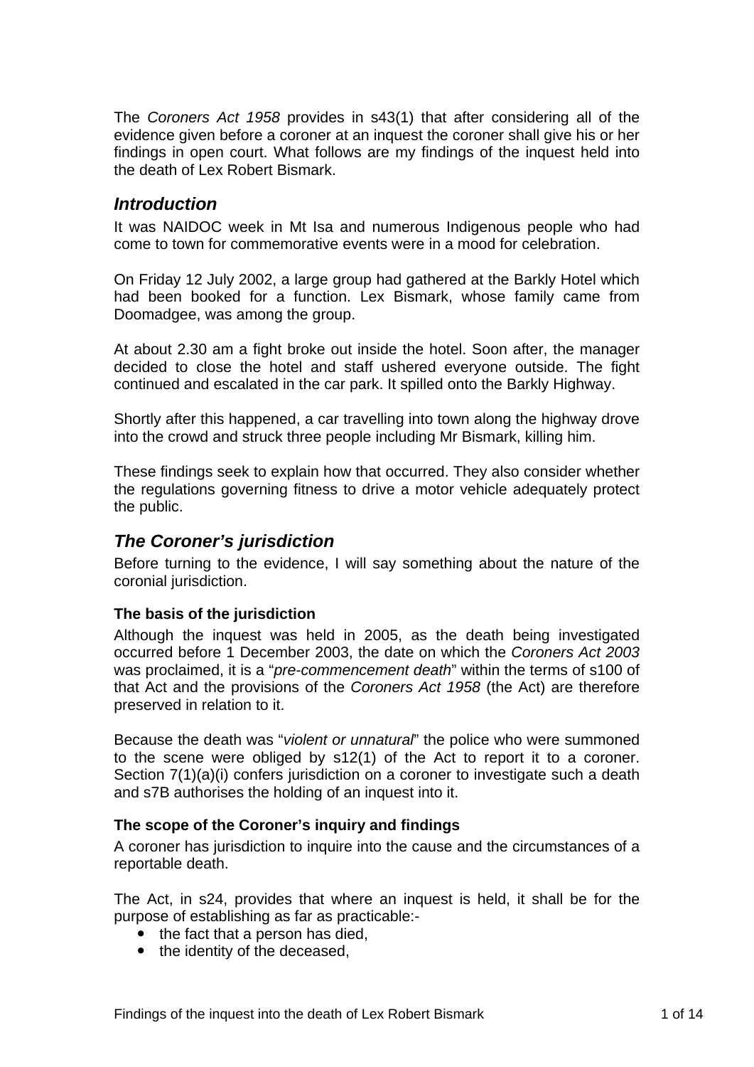The *Coroners Act 1958* provides in s43(1) that after considering all of the evidence given before a coroner at an inquest the coroner shall give his or her findings in open court. What follows are my findings of the inquest held into the death of Lex Robert Bismark.

## *Introduction*

It was NAIDOC week in Mt Isa and numerous Indigenous people who had come to town for commemorative events were in a mood for celebration.

On Friday 12 July 2002, a large group had gathered at the Barkly Hotel which had been booked for a function. Lex Bismark, whose family came from Doomadgee, was among the group.

At about 2.30 am a fight broke out inside the hotel. Soon after, the manager decided to close the hotel and staff ushered everyone outside. The fight continued and escalated in the car park. It spilled onto the Barkly Highway.

Shortly after this happened, a car travelling into town along the highway drove into the crowd and struck three people including Mr Bismark, killing him.

These findings seek to explain how that occurred. They also consider whether the regulations governing fitness to drive a motor vehicle adequately protect the public.

## *The Coroner's jurisdiction*

Before turning to the evidence, I will say something about the nature of the coronial jurisdiction.

### The basis of the jurisdiction

Although the inquest was held in 2005, as the death being investigated occurred before 1 December 2003, the date on which the *Coroners Act 2003* was proclaimed, it is a "*pre-commencement death*" within the terms of s100 of that Act and the provisions of the *Coroners Act 1958* (the Act) are therefore preserved in relation to it.

Because the death was "*violent or unnatural*" the police who were summoned to the scene were obliged by s12(1) of the Act to report it to a coroner. Section 7(1)(a)(i) confers jurisdiction on a coroner to investigate such a death and s7B authorises the holding of an inquest into it.

### The scope of the Coroner's inquiry and findings

A coroner has jurisdiction to inquire into the cause and the circumstances of a reportable death.

The Act, in s24, provides that where an inquest is held, it shall be for the purpose of establishing as far as practicable:-

- the fact that a person has died,
- the identity of the deceased,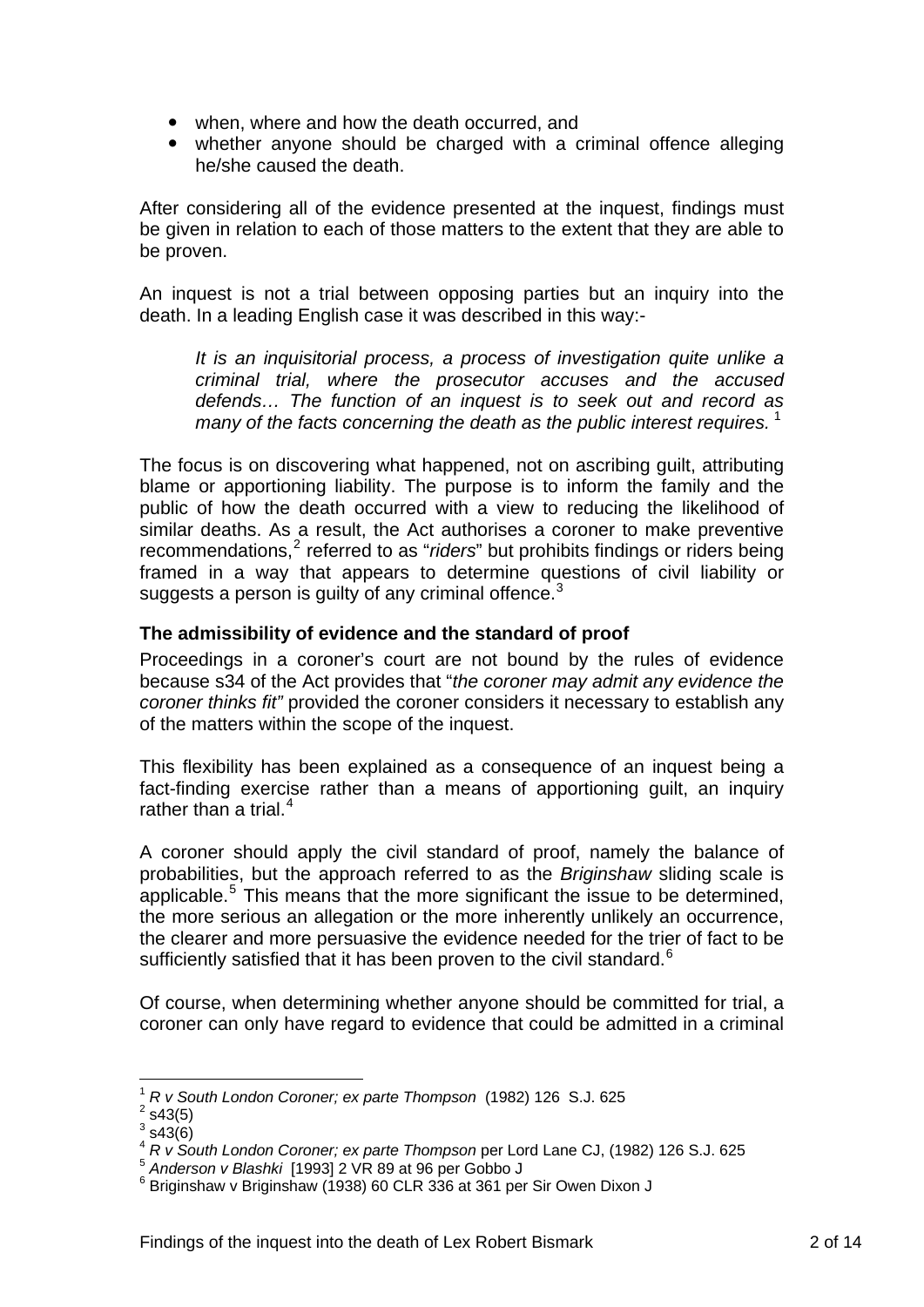- when, where and how the death occurred, and
- whether anyone should be charged with a criminal offence alleging he/she caused the death.

After considering all of the evidence presented at the inquest, findings must be given in relation to each of those matters to the extent that they are able to be proven.

An inquest is not a trial between opposing parties but an inquiry into the death. In a leading English case it was described in this way:-

> *It is an inquisitorial process, a process of investigation quite unlike a criminal trial, where the prosecutor accuses and the accused defends… The function of an inquest is to seek out and record as many of the facts concerning the death as the public interest requires.* [1]

The focus is on discovering what happened, not on ascribing guilt, attributing blame or apportioning liability. The purpose is to inform the family and the public of how the death occurred with a view to reducing the likelihood of similar deaths. As a result, the Act authorises a coroner to make preventive recommendations,[2] referred to as "*riders*" but prohibits findings or riders being framed in a way that appears to determine questions of civil liability or suggests a person is guilty of any criminal offence.[3]

**The admissibility of evidence and the standard of proof**

Proceedings in a coroner's court are not bound by the rules of evidence because s34 of the Act provides that "*the coroner may admit any evidence the coroner thinks fit"* provided the coroner considers it necessary to establish any of the matters within the scope of the inquest.

This flexibility has been explained as a consequence of an inquest being a fact-finding exercise rather than a means of apportioning guilt, an inquiry rather than a trial.[4]

A coroner should apply the civil standard of proof, namely the balance of probabilities, but the approach referred to as the *Briginshaw* sliding scale is applicable.[5] This means that the more significant the issue to be determined, the more serious an allegation or the more inherently unlikely an occurrence, the clearer and more persuasive the evidence needed for the trier of fact to be sufficiently satisfied that it has been proven to the civil standard.[6]

Of course, when determining whether anyone should be committed for trial, a coroner can only have regard to evidence that could be admitted in a criminal

---

[1] *R v South London Coroner; ex parte Thompson* (1982) 126 S.J. 625
[2] s43(5)
[3] s43(6)
[4] *R v South London Coroner; ex parte Thompson* per Lord Lane CJ, (1982) 126 S.J. 625
[5] *Anderson v Blashki* [1993] 2 VR 89 at 96 per Gobbo J
[6] Briginshaw v Briginshaw (1938) 60 CLR 336 at 361 per Sir Owen Dixon J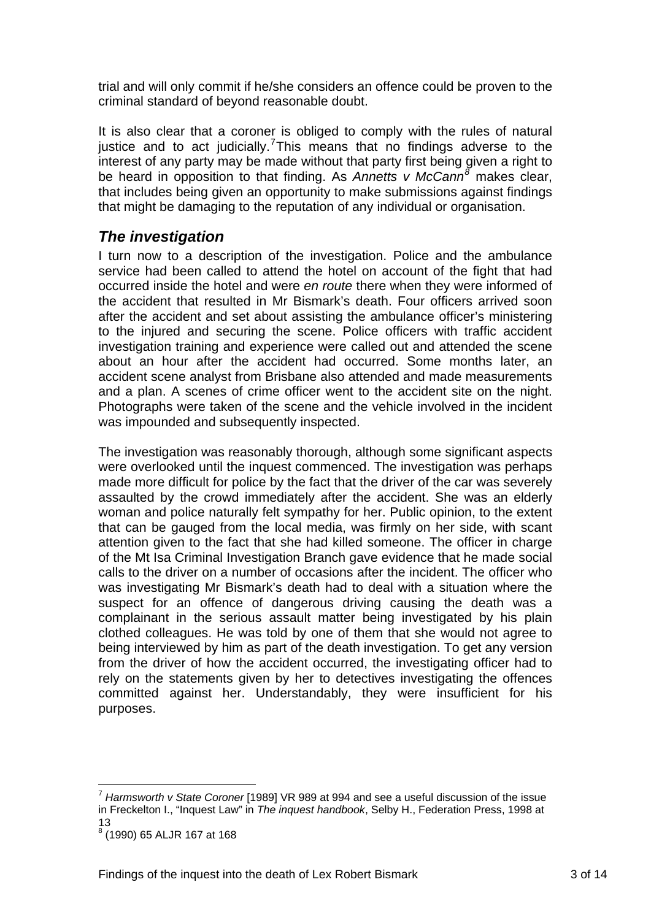trial and will only commit if he/she considers an offence could be proven to the criminal standard of beyond reasonable doubt.

It is also clear that a coroner is obliged to comply with the rules of natural justice and to act judicially.[7] This means that no findings adverse to the interest of any party may be made without that party first being given a right to be heard in opposition to that finding. As *Annetts v McCann*[8] makes clear, that includes being given an opportunity to make submissions against findings that might be damaging to the reputation of any individual or organisation.

## *The investigation*

I turn now to a description of the investigation. Police and the ambulance service had been called to attend the hotel on account of the fight that had occurred inside the hotel and were *en route* there when they were informed of the accident that resulted in Mr Bismark's death. Four officers arrived soon after the accident and set about assisting the ambulance officer's ministering to the injured and securing the scene. Police officers with traffic accident investigation training and experience were called out and attended the scene about an hour after the accident had occurred. Some months later, an accident scene analyst from Brisbane also attended and made measurements and a plan. A scenes of crime officer went to the accident site on the night. Photographs were taken of the scene and the vehicle involved in the incident was impounded and subsequently inspected.

The investigation was reasonably thorough, although some significant aspects were overlooked until the inquest commenced. The investigation was perhaps made more difficult for police by the fact that the driver of the car was severely assaulted by the crowd immediately after the accident. She was an elderly woman and police naturally felt sympathy for her. Public opinion, to the extent that can be gauged from the local media, was firmly on her side, with scant attention given to the fact that she had killed someone. The officer in charge of the Mt Isa Criminal Investigation Branch gave evidence that he made social calls to the driver on a number of occasions after the incident. The officer who was investigating Mr Bismark's death had to deal with a situation where the suspect for an offence of dangerous driving causing the death was a complainant in the serious assault matter being investigated by his plain clothed colleagues. He was told by one of them that she would not agree to being interviewed by him as part of the death investigation. To get any version from the driver of how the accident occurred, the investigating officer had to rely on the statements given by her to detectives investigating the offences committed against her. Understandably, they were insufficient for his purposes.

---

[7] *Harmsworth v State Coroner* [1989] VR 989 at 994 and see a useful discussion of the issue in Freckelton I., "Inquest Law" in *The inquest handbook*, Selby H., Federation Press, 1998 at 13

[8] (1990) 65 ALJR 167 at 168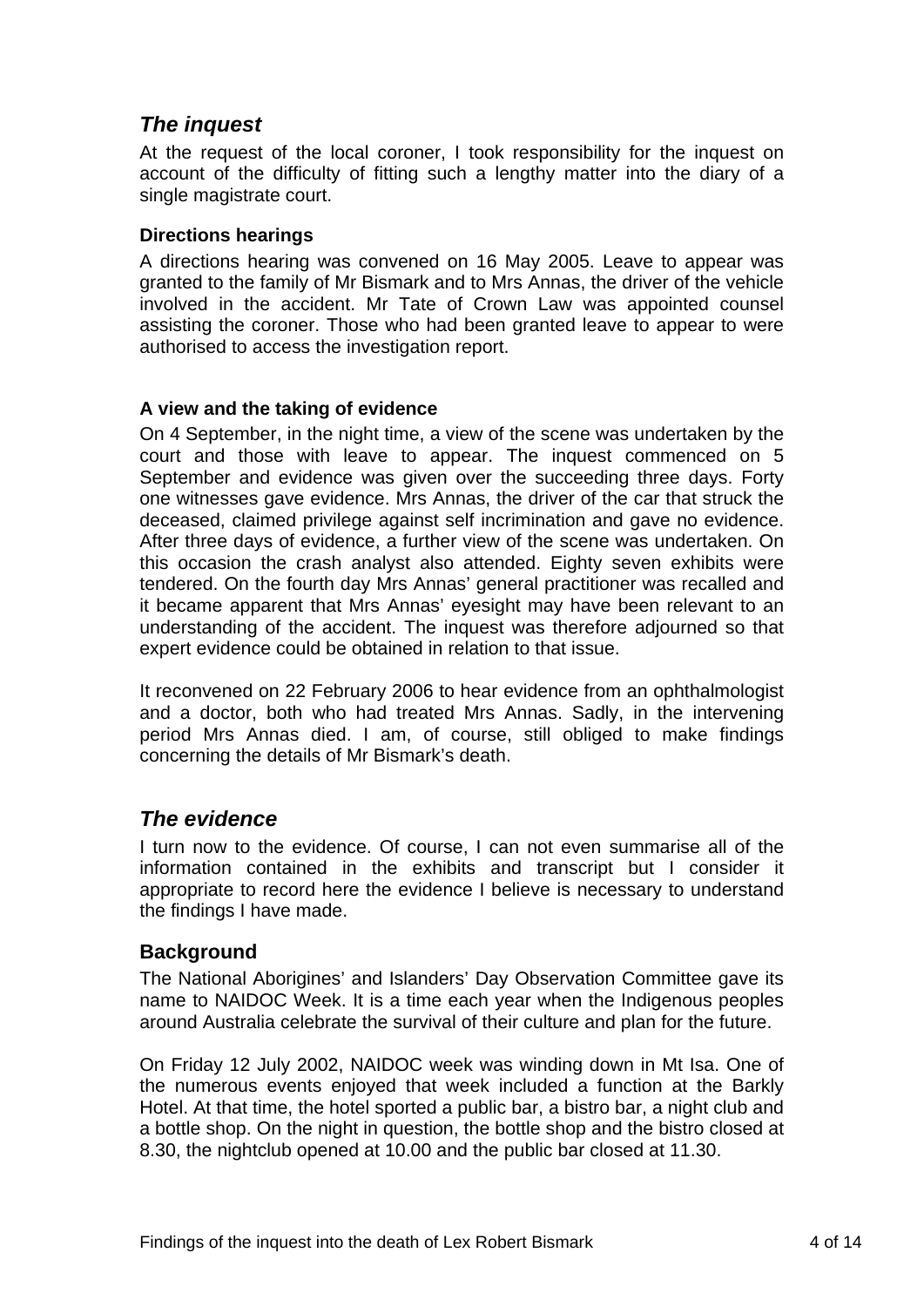## *The inquest*

At the request of the local coroner, I took responsibility for the inquest on account of the difficulty of fitting such a lengthy matter into the diary of a single magistrate court.

#### Directions hearings

A directions hearing was convened on 16 May 2005. Leave to appear was granted to the family of Mr Bismark and to Mrs Annas, the driver of the vehicle involved in the accident. Mr Tate of Crown Law was appointed counsel assisting the coroner. Those who had been granted leave to appear to were authorised to access the investigation report.

#### A view and the taking of evidence

On 4 September, in the night time, a view of the scene was undertaken by the court and those with leave to appear. The inquest commenced on 5 September and evidence was given over the succeeding three days. Forty one witnesses gave evidence. Mrs Annas, the driver of the car that struck the deceased, claimed privilege against self incrimination and gave no evidence. After three days of evidence, a further view of the scene was undertaken. On this occasion the crash analyst also attended. Eighty seven exhibits were tendered. On the fourth day Mrs Annas' general practitioner was recalled and it became apparent that Mrs Annas' eyesight may have been relevant to an understanding of the accident. The inquest was therefore adjourned so that expert evidence could be obtained in relation to that issue.

It reconvened on 22 February 2006 to hear evidence from an ophthalmologist and a doctor, both who had treated Mrs Annas. Sadly, in the intervening period Mrs Annas died. I am, of course, still obliged to make findings concerning the details of Mr Bismark's death.

## *The evidence*

I turn now to the evidence. Of course, I can not even summarise all of the information contained in the exhibits and transcript but I consider it appropriate to record here the evidence I believe is necessary to understand the findings I have made.

### Background

The National Aborigines' and Islanders' Day Observation Committee gave its name to NAIDOC Week. It is a time each year when the Indigenous peoples around Australia celebrate the survival of their culture and plan for the future.

On Friday 12 July 2002, NAIDOC week was winding down in Mt Isa. One of the numerous events enjoyed that week included a function at the Barkly Hotel. At that time, the hotel sported a public bar, a bistro bar, a night club and a bottle shop. On the night in question, the bottle shop and the bistro closed at 8.30, the nightclub opened at 10.00 and the public bar closed at 11.30.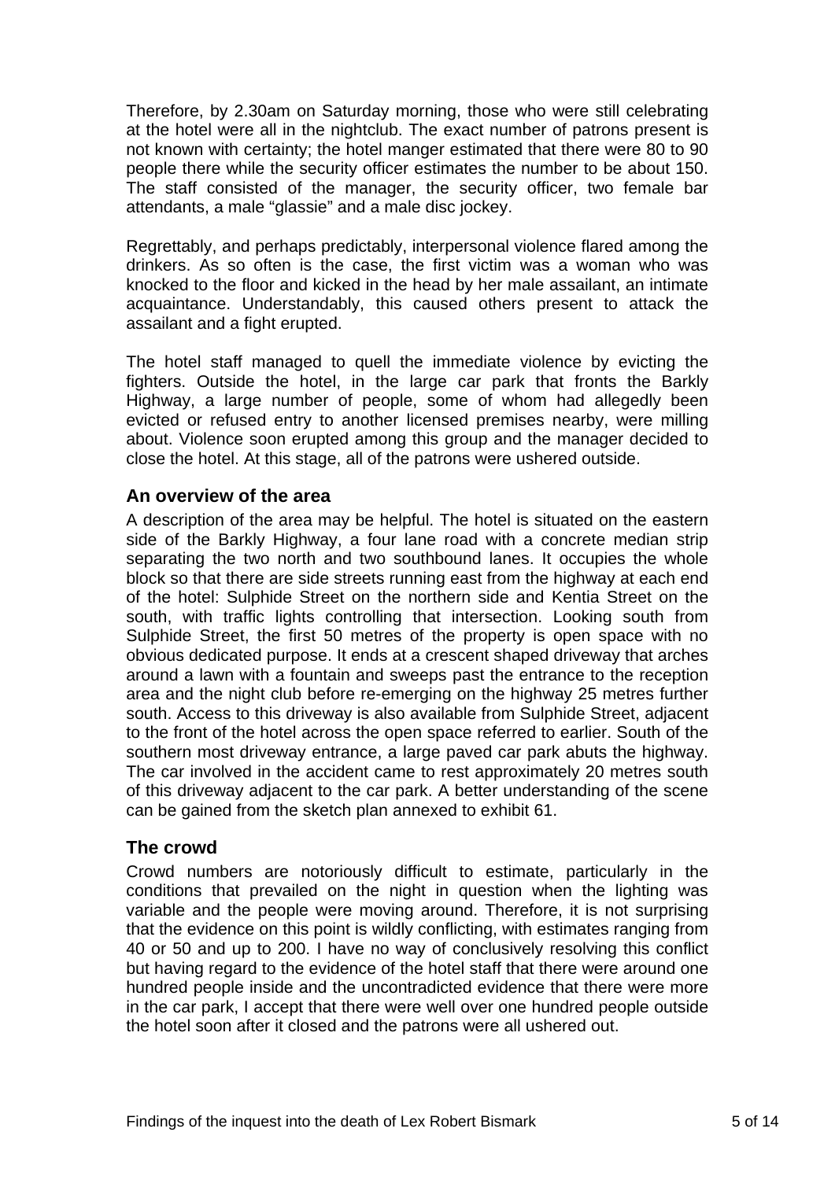Therefore, by 2.30am on Saturday morning, those who were still celebrating at the hotel were all in the nightclub. The exact number of patrons present is not known with certainty; the hotel manger estimated that there were 80 to 90 people there while the security officer estimates the number to be about 150. The staff consisted of the manager, the security officer, two female bar attendants, a male "glassie" and a male disc jockey.

Regrettably, and perhaps predictably, interpersonal violence flared among the drinkers. As so often is the case, the first victim was a woman who was knocked to the floor and kicked in the head by her male assailant, an intimate acquaintance. Understandably, this caused others present to attack the assailant and a fight erupted.

The hotel staff managed to quell the immediate violence by evicting the fighters. Outside the hotel, in the large car park that fronts the Barkly Highway, a large number of people, some of whom had allegedly been evicted or refused entry to another licensed premises nearby, were milling about. Violence soon erupted among this group and the manager decided to close the hotel. At this stage, all of the patrons were ushered outside.

## An overview of the area

A description of the area may be helpful. The hotel is situated on the eastern side of the Barkly Highway, a four lane road with a concrete median strip separating the two north and two southbound lanes. It occupies the whole block so that there are side streets running east from the highway at each end of the hotel: Sulphide Street on the northern side and Kentia Street on the south, with traffic lights controlling that intersection. Looking south from Sulphide Street, the first 50 metres of the property is open space with no obvious dedicated purpose. It ends at a crescent shaped driveway that arches around a lawn with a fountain and sweeps past the entrance to the reception area and the night club before re-emerging on the highway 25 metres further south. Access to this driveway is also available from Sulphide Street, adjacent to the front of the hotel across the open space referred to earlier. South of the southern most driveway entrance, a large paved car park abuts the highway. The car involved in the accident came to rest approximately 20 metres south of this driveway adjacent to the car park. A better understanding of the scene can be gained from the sketch plan annexed to exhibit 61.

## The crowd

Crowd numbers are notoriously difficult to estimate, particularly in the conditions that prevailed on the night in question when the lighting was variable and the people were moving around. Therefore, it is not surprising that the evidence on this point is wildly conflicting, with estimates ranging from 40 or 50 and up to 200. I have no way of conclusively resolving this conflict but having regard to the evidence of the hotel staff that there were around one hundred people inside and the uncontradicted evidence that there were more in the car park, I accept that there were well over one hundred people outside the hotel soon after it closed and the patrons were all ushered out.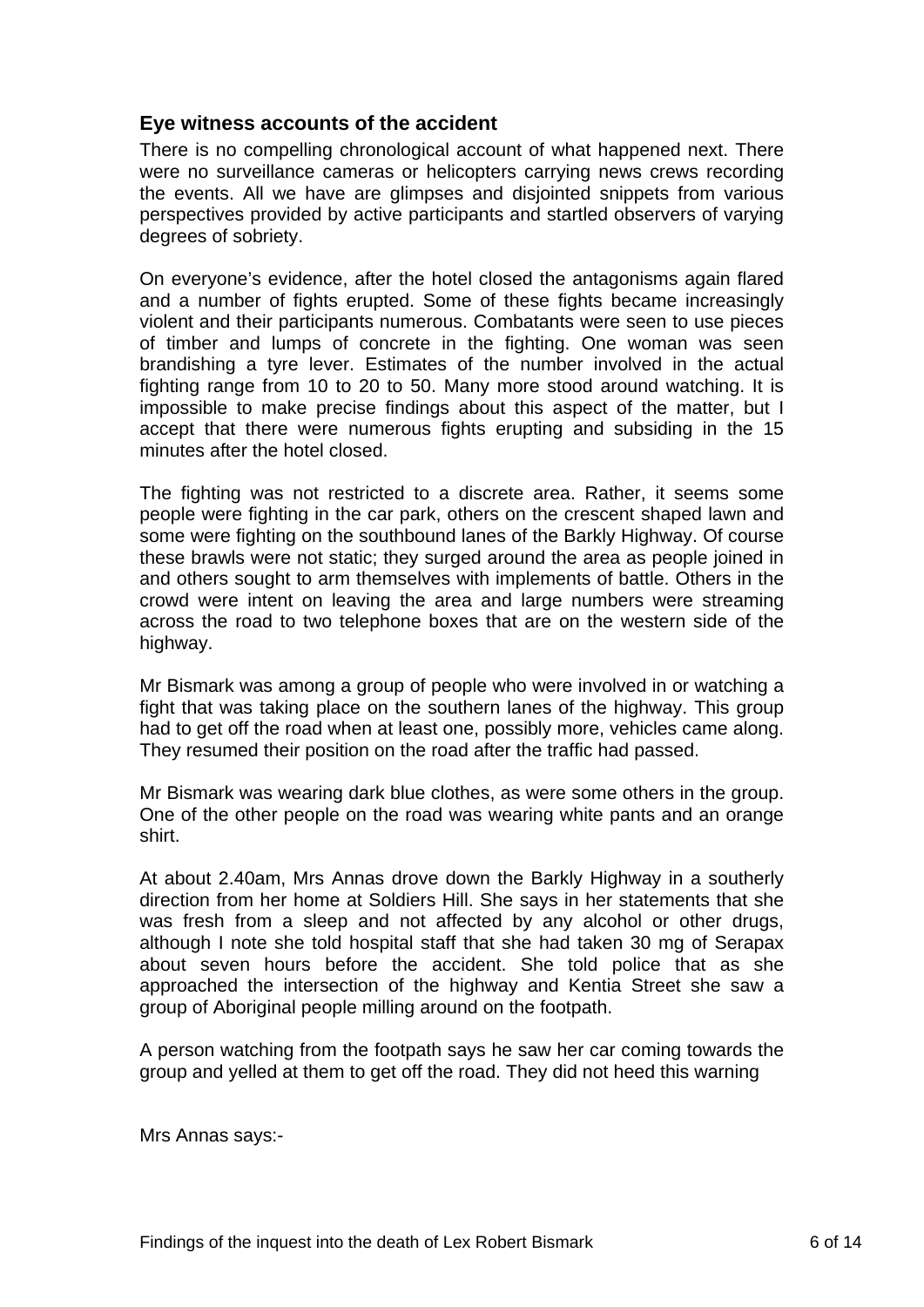## Eye witness accounts of the accident

There is no compelling chronological account of what happened next. There were no surveillance cameras or helicopters carrying news crews recording the events. All we have are glimpses and disjointed snippets from various perspectives provided by active participants and startled observers of varying degrees of sobriety.

On everyone's evidence, after the hotel closed the antagonisms again flared and a number of fights erupted. Some of these fights became increasingly violent and their participants numerous. Combatants were seen to use pieces of timber and lumps of concrete in the fighting. One woman was seen brandishing a tyre lever. Estimates of the number involved in the actual fighting range from 10 to 20 to 50. Many more stood around watching. It is impossible to make precise findings about this aspect of the matter, but I accept that there were numerous fights erupting and subsiding in the 15 minutes after the hotel closed.

The fighting was not restricted to a discrete area. Rather, it seems some people were fighting in the car park, others on the crescent shaped lawn and some were fighting on the southbound lanes of the Barkly Highway. Of course these brawls were not static; they surged around the area as people joined in and others sought to arm themselves with implements of battle. Others in the crowd were intent on leaving the area and large numbers were streaming across the road to two telephone boxes that are on the western side of the highway.

Mr Bismark was among a group of people who were involved in or watching a fight that was taking place on the southern lanes of the highway. This group had to get off the road when at least one, possibly more, vehicles came along. They resumed their position on the road after the traffic had passed.

Mr Bismark was wearing dark blue clothes, as were some others in the group. One of the other people on the road was wearing white pants and an orange shirt.

At about 2.40am, Mrs Annas drove down the Barkly Highway in a southerly direction from her home at Soldiers Hill. She says in her statements that she was fresh from a sleep and not affected by any alcohol or other drugs, although I note she told hospital staff that she had taken 30 mg of Serapax about seven hours before the accident. She told police that as she approached the intersection of the highway and Kentia Street she saw a group of Aboriginal people milling around on the footpath.

A person watching from the footpath says he saw her car coming towards the group and yelled at them to get off the road. They did not heed this warning

Mrs Annas says:-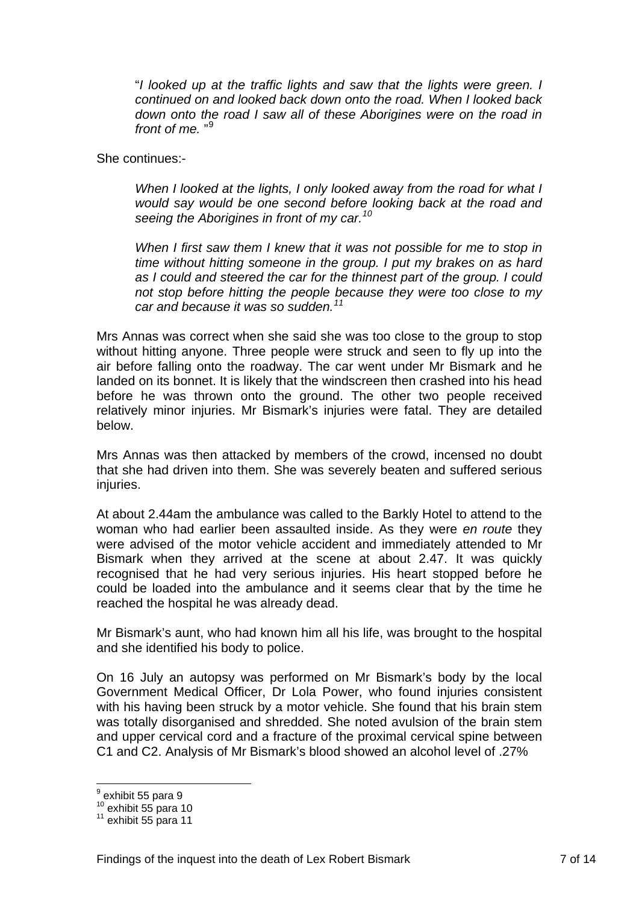> "*I looked up at the traffic lights and saw that the lights were green. I continued on and looked back down onto the road. When I looked back down onto the road I saw all of these Aborigines were on the road in front of me.* "[9]

She continues:-

> *When I looked at the lights, I only looked away from the road for what I would say would be one second before looking back at the road and seeing the Aborigines in front of my car.*[10]
>
> *When I first saw them I knew that it was not possible for me to stop in time without hitting someone in the group. I put my brakes on as hard as I could and steered the car for the thinnest part of the group. I could not stop before hitting the people because they were too close to my car and because it was so sudden.*[11]

Mrs Annas was correct when she said she was too close to the group to stop without hitting anyone. Three people were struck and seen to fly up into the air before falling onto the roadway. The car went under Mr Bismark and he landed on its bonnet. It is likely that the windscreen then crashed into his head before he was thrown onto the ground. The other two people received relatively minor injuries. Mr Bismark's injuries were fatal. They are detailed below.

Mrs Annas was then attacked by members of the crowd, incensed no doubt that she had driven into them. She was severely beaten and suffered serious injuries.

At about 2.44am the ambulance was called to the Barkly Hotel to attend to the woman who had earlier been assaulted inside. As they were *en route* they were advised of the motor vehicle accident and immediately attended to Mr Bismark when they arrived at the scene at about 2.47. It was quickly recognised that he had very serious injuries. His heart stopped before he could be loaded into the ambulance and it seems clear that by the time he reached the hospital he was already dead.

Mr Bismark's aunt, who had known him all his life, was brought to the hospital and she identified his body to police.

On 16 July an autopsy was performed on Mr Bismark's body by the local Government Medical Officer, Dr Lola Power, who found injuries consistent with his having been struck by a motor vehicle. She found that his brain stem was totally disorganised and shredded. She noted avulsion of the brain stem and upper cervical cord and a fracture of the proximal cervical spine between C1 and C2. Analysis of Mr Bismark's blood showed an alcohol level of .27%

---

[9] exhibit 55 para 9

[10] exhibit 55 para 10

[11] exhibit 55 para 11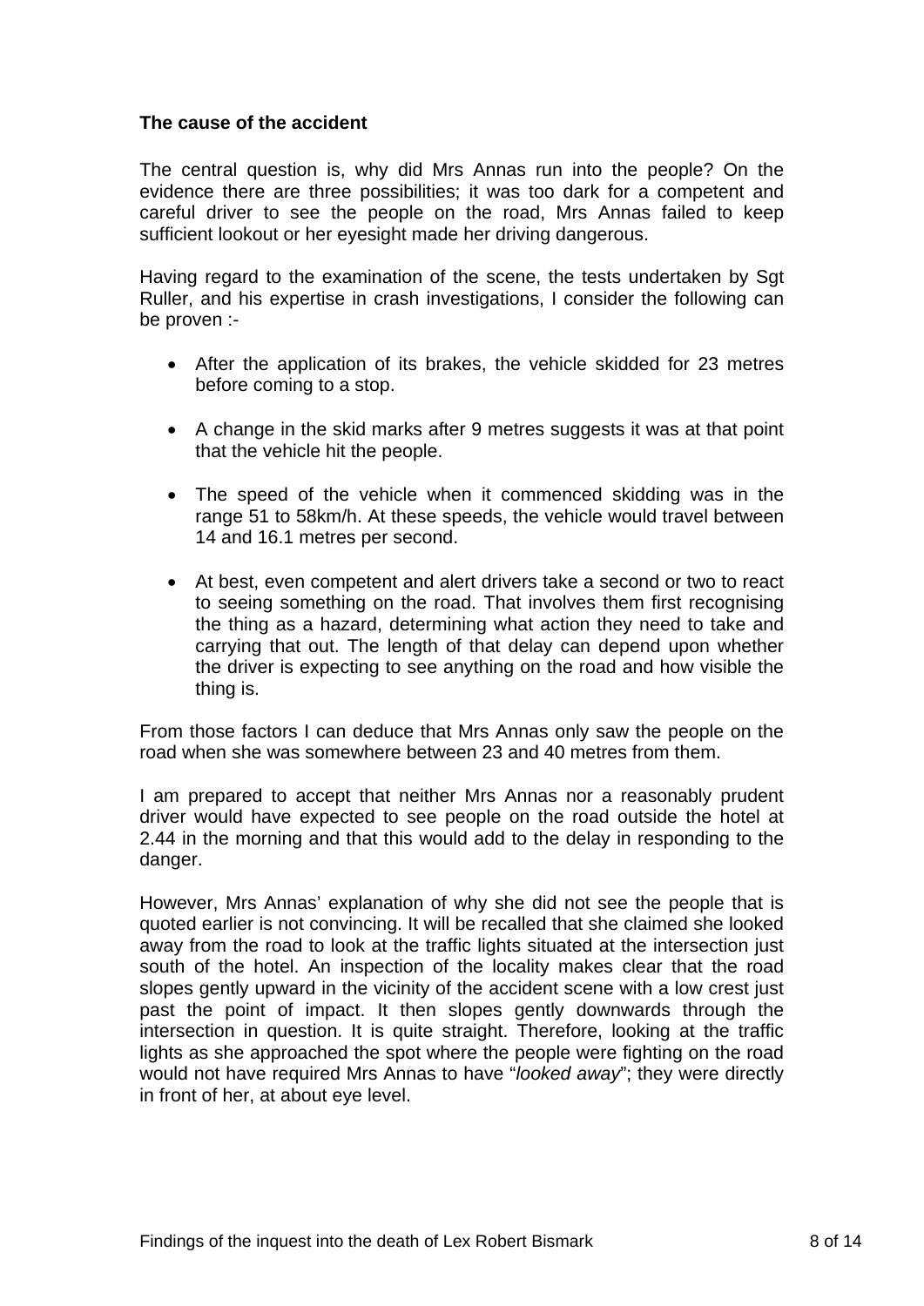**The cause of the accident**

The central question is, why did Mrs Annas run into the people? On the evidence there are three possibilities; it was too dark for a competent and careful driver to see the people on the road, Mrs Annas failed to keep sufficient lookout or her eyesight made her driving dangerous.

Having regard to the examination of the scene, the tests undertaken by Sgt Ruller, and his expertise in crash investigations, I consider the following can be proven :-

- After the application of its brakes, the vehicle skidded for 23 metres before coming to a stop.
- A change in the skid marks after 9 metres suggests it was at that point that the vehicle hit the people.
- The speed of the vehicle when it commenced skidding was in the range 51 to 58km/h. At these speeds, the vehicle would travel between 14 and 16.1 metres per second.
- At best, even competent and alert drivers take a second or two to react to seeing something on the road. That involves them first recognising the thing as a hazard, determining what action they need to take and carrying that out. The length of that delay can depend upon whether the driver is expecting to see anything on the road and how visible the thing is.

From those factors I can deduce that Mrs Annas only saw the people on the road when she was somewhere between 23 and 40 metres from them.

I am prepared to accept that neither Mrs Annas nor a reasonably prudent driver would have expected to see people on the road outside the hotel at 2.44 in the morning and that this would add to the delay in responding to the danger.

However, Mrs Annas' explanation of why she did not see the people that is quoted earlier is not convincing. It will be recalled that she claimed she looked away from the road to look at the traffic lights situated at the intersection just south of the hotel. An inspection of the locality makes clear that the road slopes gently upward in the vicinity of the accident scene with a low crest just past the point of impact. It then slopes gently downwards through the intersection in question. It is quite straight. Therefore, looking at the traffic lights as she approached the spot where the people were fighting on the road would not have required Mrs Annas to have "*looked away*"; they were directly in front of her, at about eye level.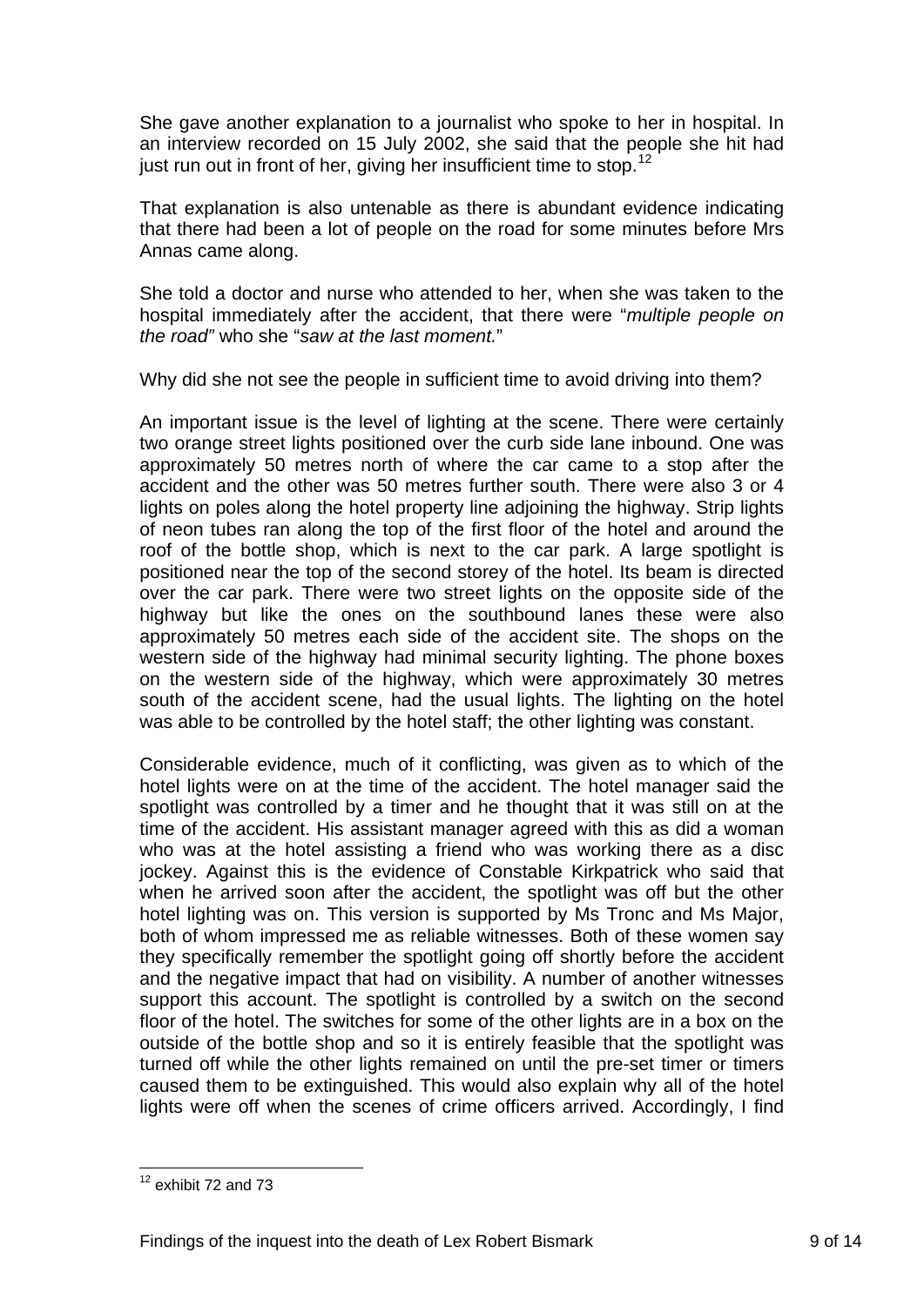She gave another explanation to a journalist who spoke to her in hospital. In an interview recorded on 15 July 2002, she said that the people she hit had just run out in front of her, giving her insufficient time to stop.[12]

That explanation is also untenable as there is abundant evidence indicating that there had been a lot of people on the road for some minutes before Mrs Annas came along.

She told a doctor and nurse who attended to her, when she was taken to the hospital immediately after the accident, that there were "*multiple people on the road"* who she "*saw at the last moment.*"

Why did she not see the people in sufficient time to avoid driving into them?

An important issue is the level of lighting at the scene. There were certainly two orange street lights positioned over the curb side lane inbound. One was approximately 50 metres north of where the car came to a stop after the accident and the other was 50 metres further south. There were also 3 or 4 lights on poles along the hotel property line adjoining the highway. Strip lights of neon tubes ran along the top of the first floor of the hotel and around the roof of the bottle shop, which is next to the car park. A large spotlight is positioned near the top of the second storey of the hotel. Its beam is directed over the car park. There were two street lights on the opposite side of the highway but like the ones on the southbound lanes these were also approximately 50 metres each side of the accident site. The shops on the western side of the highway had minimal security lighting. The phone boxes on the western side of the highway, which were approximately 30 metres south of the accident scene, had the usual lights. The lighting on the hotel was able to be controlled by the hotel staff; the other lighting was constant.

Considerable evidence, much of it conflicting, was given as to which of the hotel lights were on at the time of the accident. The hotel manager said the spotlight was controlled by a timer and he thought that it was still on at the time of the accident. His assistant manager agreed with this as did a woman who was at the hotel assisting a friend who was working there as a disc jockey. Against this is the evidence of Constable Kirkpatrick who said that when he arrived soon after the accident, the spotlight was off but the other hotel lighting was on. This version is supported by Ms Tronc and Ms Major, both of whom impressed me as reliable witnesses. Both of these women say they specifically remember the spotlight going off shortly before the accident and the negative impact that had on visibility. A number of another witnesses support this account. The spotlight is controlled by a switch on the second floor of the hotel. The switches for some of the other lights are in a box on the outside of the bottle shop and so it is entirely feasible that the spotlight was turned off while the other lights remained on until the pre-set timer or timers caused them to be extinguished. This would also explain why all of the hotel lights were off when the scenes of crime officers arrived. Accordingly, I find

[12] exhibit 72 and 73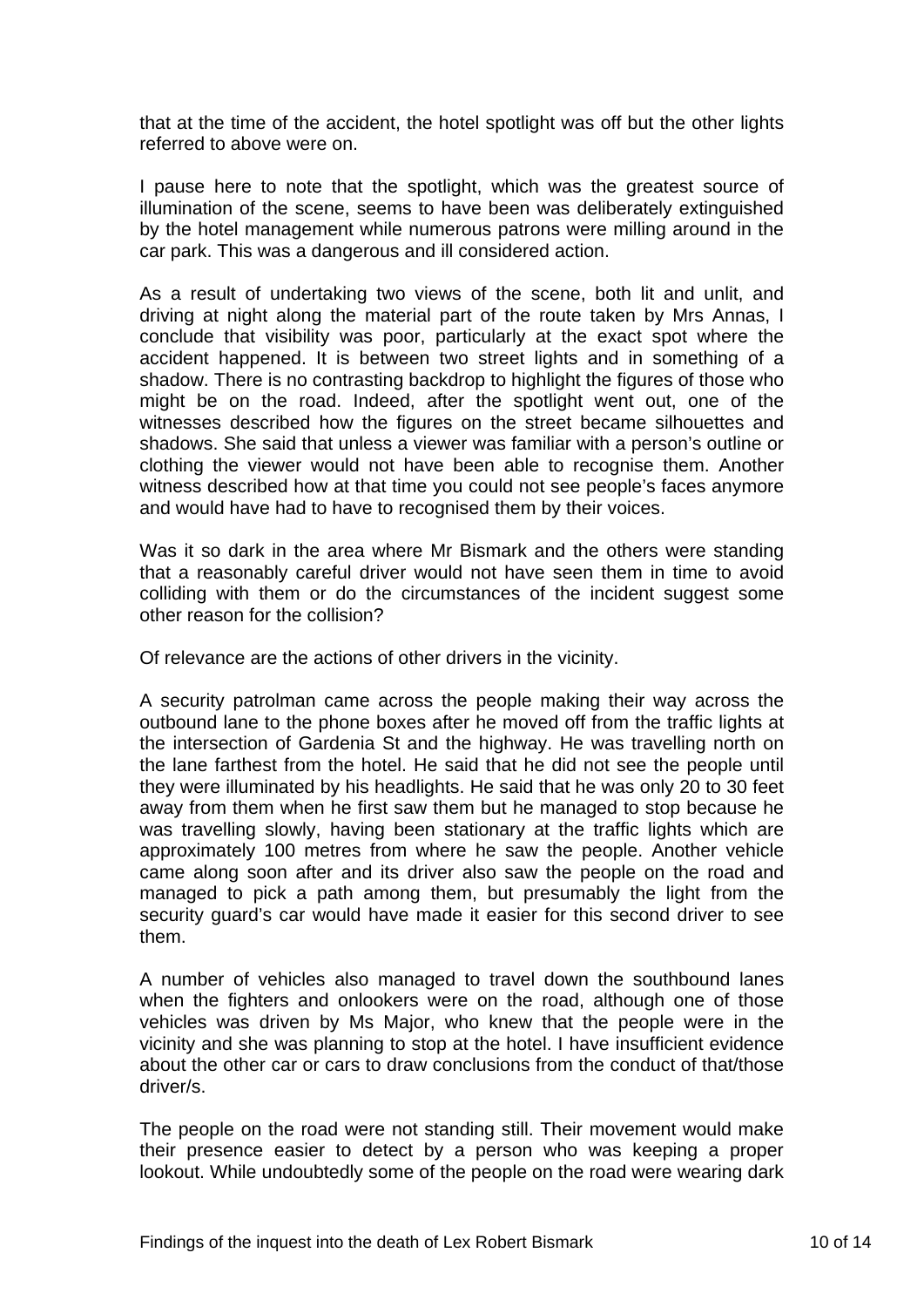that at the time of the accident, the hotel spotlight was off but the other lights referred to above were on.

I pause here to note that the spotlight, which was the greatest source of illumination of the scene, seems to have been was deliberately extinguished by the hotel management while numerous patrons were milling around in the car park. This was a dangerous and ill considered action.

As a result of undertaking two views of the scene, both lit and unlit, and driving at night along the material part of the route taken by Mrs Annas, I conclude that visibility was poor, particularly at the exact spot where the accident happened. It is between two street lights and in something of a shadow. There is no contrasting backdrop to highlight the figures of those who might be on the road. Indeed, after the spotlight went out, one of the witnesses described how the figures on the street became silhouettes and shadows. She said that unless a viewer was familiar with a person's outline or clothing the viewer would not have been able to recognise them. Another witness described how at that time you could not see people's faces anymore and would have had to have to recognised them by their voices.

Was it so dark in the area where Mr Bismark and the others were standing that a reasonably careful driver would not have seen them in time to avoid colliding with them or do the circumstances of the incident suggest some other reason for the collision?

Of relevance are the actions of other drivers in the vicinity.

A security patrolman came across the people making their way across the outbound lane to the phone boxes after he moved off from the traffic lights at the intersection of Gardenia St and the highway. He was travelling north on the lane farthest from the hotel. He said that he did not see the people until they were illuminated by his headlights. He said that he was only 20 to 30 feet away from them when he first saw them but he managed to stop because he was travelling slowly, having been stationary at the traffic lights which are approximately 100 metres from where he saw the people. Another vehicle came along soon after and its driver also saw the people on the road and managed to pick a path among them, but presumably the light from the security guard's car would have made it easier for this second driver to see them.

A number of vehicles also managed to travel down the southbound lanes when the fighters and onlookers were on the road, although one of those vehicles was driven by Ms Major, who knew that the people were in the vicinity and she was planning to stop at the hotel. I have insufficient evidence about the other car or cars to draw conclusions from the conduct of that/those driver/s.

The people on the road were not standing still. Their movement would make their presence easier to detect by a person who was keeping a proper lookout. While undoubtedly some of the people on the road were wearing dark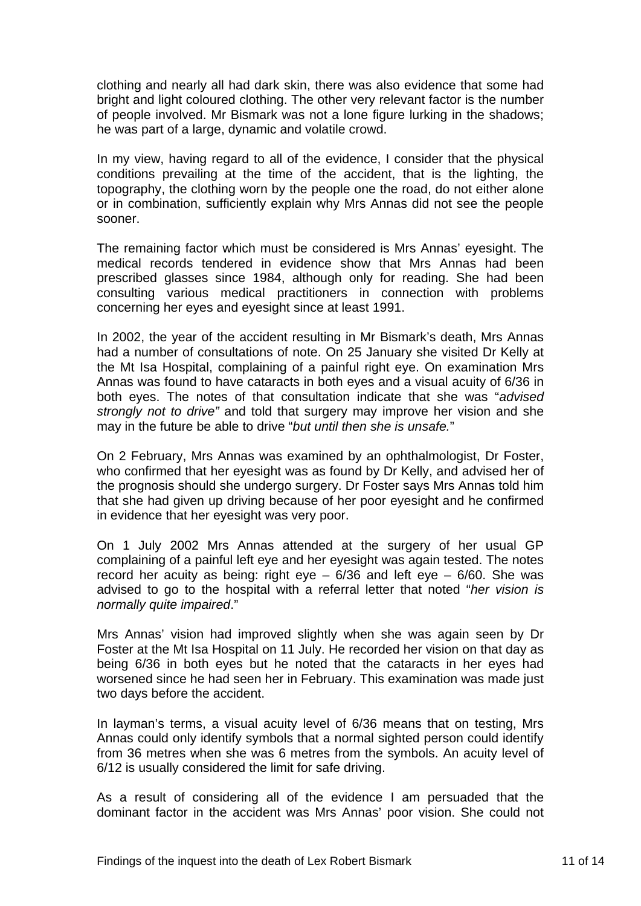clothing and nearly all had dark skin, there was also evidence that some had bright and light coloured clothing. The other very relevant factor is the number of people involved. Mr Bismark was not a lone figure lurking in the shadows; he was part of a large, dynamic and volatile crowd.

In my view, having regard to all of the evidence, I consider that the physical conditions prevailing at the time of the accident, that is the lighting, the topography, the clothing worn by the people one the road, do not either alone or in combination, sufficiently explain why Mrs Annas did not see the people sooner.

The remaining factor which must be considered is Mrs Annas' eyesight. The medical records tendered in evidence show that Mrs Annas had been prescribed glasses since 1984, although only for reading. She had been consulting various medical practitioners in connection with problems concerning her eyes and eyesight since at least 1991.

In 2002, the year of the accident resulting in Mr Bismark's death, Mrs Annas had a number of consultations of note. On 25 January she visited Dr Kelly at the Mt Isa Hospital, complaining of a painful right eye. On examination Mrs Annas was found to have cataracts in both eyes and a visual acuity of 6/36 in both eyes. The notes of that consultation indicate that she was "*advised strongly not to drive"* and told that surgery may improve her vision and she may in the future be able to drive "*but until then she is unsafe.*"

On 2 February, Mrs Annas was examined by an ophthalmologist, Dr Foster, who confirmed that her eyesight was as found by Dr Kelly, and advised her of the prognosis should she undergo surgery. Dr Foster says Mrs Annas told him that she had given up driving because of her poor eyesight and he confirmed in evidence that her eyesight was very poor.

On 1 July 2002 Mrs Annas attended at the surgery of her usual GP complaining of a painful left eye and her eyesight was again tested. The notes record her acuity as being: right eye – 6/36 and left eye – 6/60. She was advised to go to the hospital with a referral letter that noted "*her vision is normally quite impaired*."

Mrs Annas' vision had improved slightly when she was again seen by Dr Foster at the Mt Isa Hospital on 11 July. He recorded her vision on that day as being 6/36 in both eyes but he noted that the cataracts in her eyes had worsened since he had seen her in February. This examination was made just two days before the accident.

In layman's terms, a visual acuity level of 6/36 means that on testing, Mrs Annas could only identify symbols that a normal sighted person could identify from 36 metres when she was 6 metres from the symbols. An acuity level of 6/12 is usually considered the limit for safe driving.

As a result of considering all of the evidence I am persuaded that the dominant factor in the accident was Mrs Annas' poor vision. She could not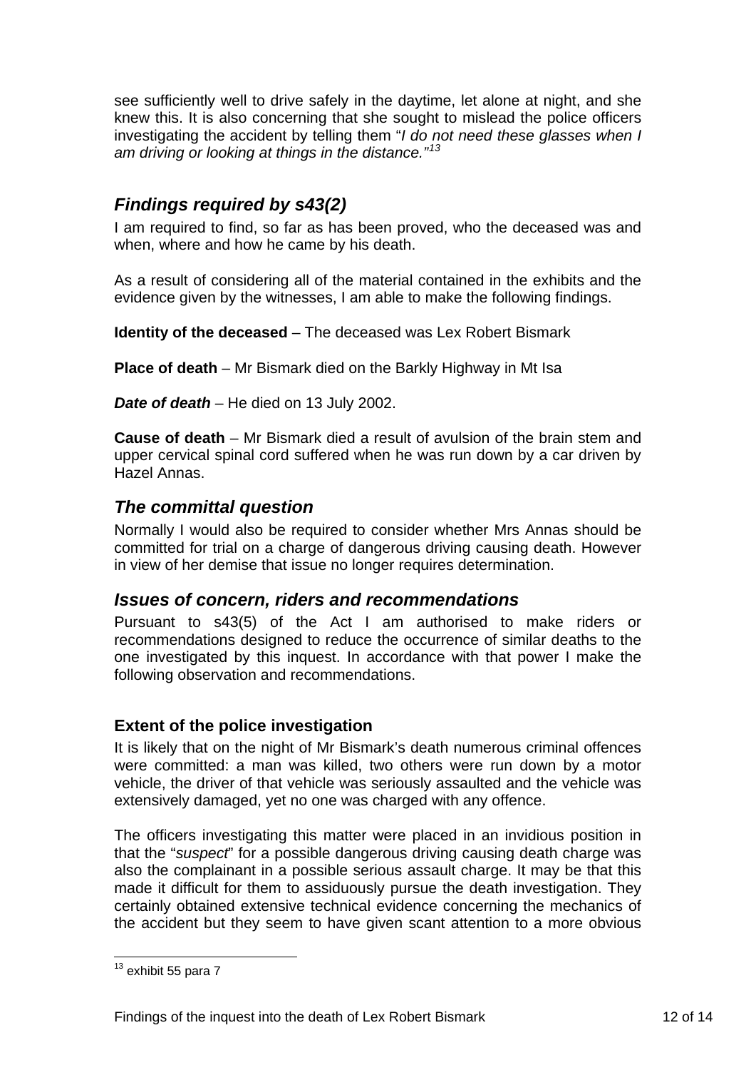see sufficiently well to drive safely in the daytime, let alone at night, and she knew this. It is also concerning that she sought to mislead the police officers investigating the accident by telling them "*I do not need these glasses when I am driving or looking at things in the distance.*"[13]

## *Findings required by s43(2)*

I am required to find, so far as has been proved, who the deceased was and when, where and how he came by his death.

As a result of considering all of the material contained in the exhibits and the evidence given by the witnesses, I am able to make the following findings.

**Identity of the deceased** – The deceased was Lex Robert Bismark

**Place of death** – Mr Bismark died on the Barkly Highway in Mt Isa

***Date of death*** – He died on 13 July 2002.

**Cause of death** – Mr Bismark died a result of avulsion of the brain stem and upper cervical spinal cord suffered when he was run down by a car driven by Hazel Annas.

## *The committal question*

Normally I would also be required to consider whether Mrs Annas should be committed for trial on a charge of dangerous driving causing death. However in view of her demise that issue no longer requires determination.

## *Issues of concern, riders and recommendations*

Pursuant to s43(5) of the Act I am authorised to make riders or recommendations designed to reduce the occurrence of similar deaths to the one investigated by this inquest. In accordance with that power I make the following observation and recommendations.

### Extent of the police investigation

It is likely that on the night of Mr Bismark's death numerous criminal offences were committed: a man was killed, two others were run down by a motor vehicle, the driver of that vehicle was seriously assaulted and the vehicle was extensively damaged, yet no one was charged with any offence.

The officers investigating this matter were placed in an invidious position in that the "*suspect*" for a possible dangerous driving causing death charge was also the complainant in a possible serious assault charge. It may be that this made it difficult for them to assiduously pursue the death investigation. They certainly obtained extensive technical evidence concerning the mechanics of the accident but they seem to have given scant attention to a more obvious

[13] exhibit 55 para 7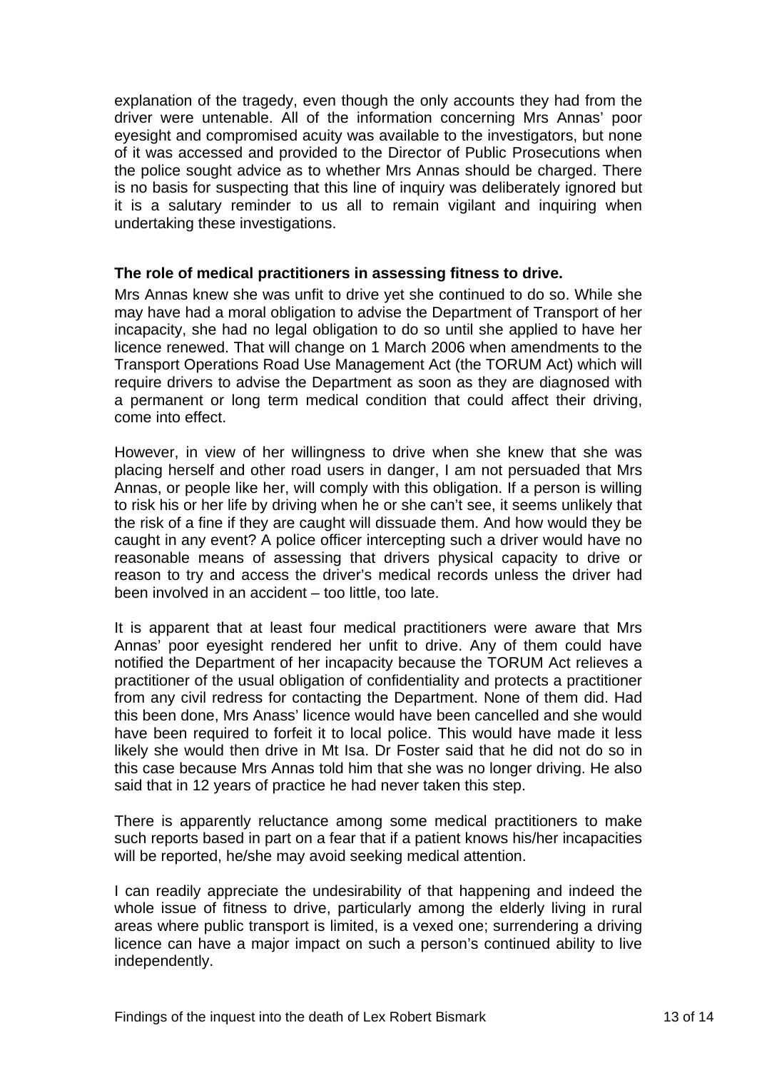explanation of the tragedy, even though the only accounts they had from the driver were untenable. All of the information concerning Mrs Annas' poor eyesight and compromised acuity was available to the investigators, but none of it was accessed and provided to the Director of Public Prosecutions when the police sought advice as to whether Mrs Annas should be charged. There is no basis for suspecting that this line of inquiry was deliberately ignored but it is a salutary reminder to us all to remain vigilant and inquiring when undertaking these investigations.

**The role of medical practitioners in assessing fitness to drive.**

Mrs Annas knew she was unfit to drive yet she continued to do so. While she may have had a moral obligation to advise the Department of Transport of her incapacity, she had no legal obligation to do so until she applied to have her licence renewed. That will change on 1 March 2006 when amendments to the Transport Operations Road Use Management Act (the TORUM Act) which will require drivers to advise the Department as soon as they are diagnosed with a permanent or long term medical condition that could affect their driving, come into effect.

However, in view of her willingness to drive when she knew that she was placing herself and other road users in danger, I am not persuaded that Mrs Annas, or people like her, will comply with this obligation. If a person is willing to risk his or her life by driving when he or she can't see, it seems unlikely that the risk of a fine if they are caught will dissuade them. And how would they be caught in any event? A police officer intercepting such a driver would have no reasonable means of assessing that drivers physical capacity to drive or reason to try and access the driver's medical records unless the driver had been involved in an accident – too little, too late.

It is apparent that at least four medical practitioners were aware that Mrs Annas' poor eyesight rendered her unfit to drive. Any of them could have notified the Department of her incapacity because the TORUM Act relieves a practitioner of the usual obligation of confidentiality and protects a practitioner from any civil redress for contacting the Department. None of them did. Had this been done, Mrs Anass' licence would have been cancelled and she would have been required to forfeit it to local police. This would have made it less likely she would then drive in Mt Isa. Dr Foster said that he did not do so in this case because Mrs Annas told him that she was no longer driving. He also said that in 12 years of practice he had never taken this step.

There is apparently reluctance among some medical practitioners to make such reports based in part on a fear that if a patient knows his/her incapacities will be reported, he/she may avoid seeking medical attention.

I can readily appreciate the undesirability of that happening and indeed the whole issue of fitness to drive, particularly among the elderly living in rural areas where public transport is limited, is a vexed one; surrendering a driving licence can have a major impact on such a person's continued ability to live independently.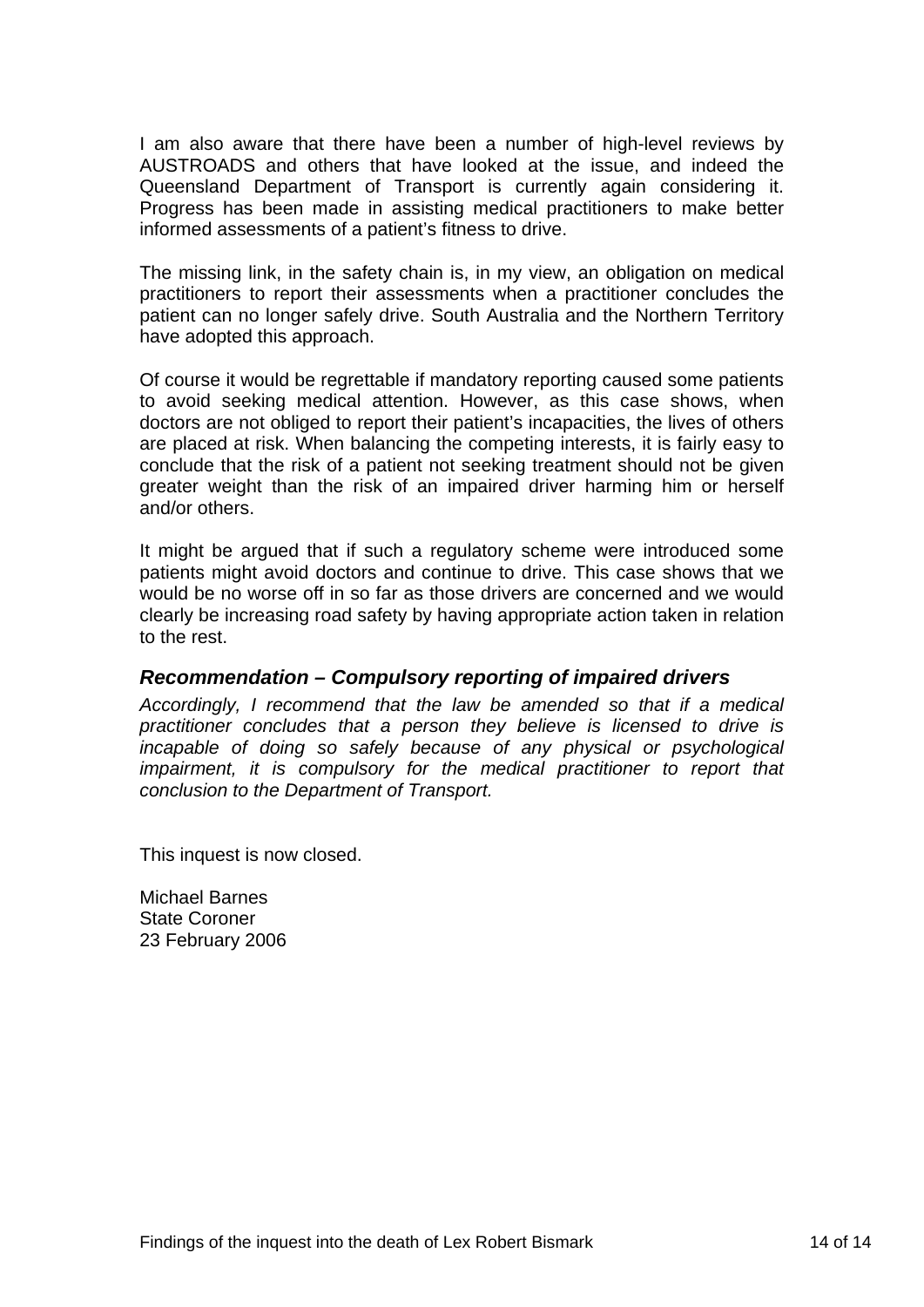I am also aware that there have been a number of high-level reviews by AUSTROADS and others that have looked at the issue, and indeed the Queensland Department of Transport is currently again considering it. Progress has been made in assisting medical practitioners to make better informed assessments of a patient's fitness to drive.

The missing link, in the safety chain is, in my view, an obligation on medical practitioners to report their assessments when a practitioner concludes the patient can no longer safely drive. South Australia and the Northern Territory have adopted this approach.

Of course it would be regrettable if mandatory reporting caused some patients to avoid seeking medical attention. However, as this case shows, when doctors are not obliged to report their patient's incapacities, the lives of others are placed at risk. When balancing the competing interests, it is fairly easy to conclude that the risk of a patient not seeking treatment should not be given greater weight than the risk of an impaired driver harming him or herself and/or others.

It might be argued that if such a regulatory scheme were introduced some patients might avoid doctors and continue to drive. This case shows that we would be no worse off in so far as those drivers are concerned and we would clearly be increasing road safety by having appropriate action taken in relation to the rest.

### *Recommendation – Compulsory reporting of impaired drivers*

*Accordingly, I recommend that the law be amended so that if a medical practitioner concludes that a person they believe is licensed to drive is incapable of doing so safely because of any physical or psychological impairment, it is compulsory for the medical practitioner to report that conclusion to the Department of Transport.*

This inquest is now closed.

Michael Barnes
State Coroner
23 February 2006